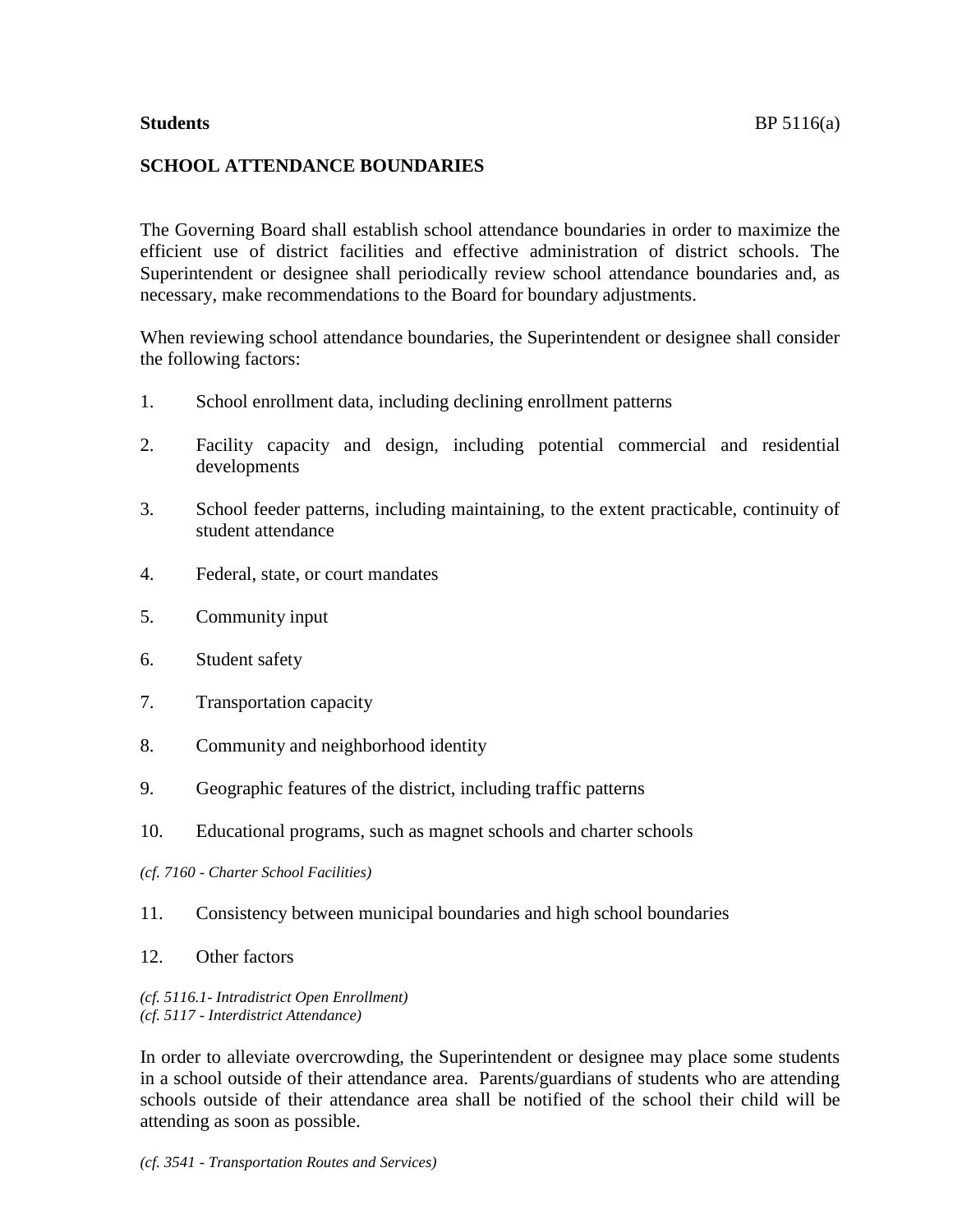**Students** BP 5116(a)

# SCHOOL ATTENDANCE BOUNDARIES

The Governing Board shall establish school attendance boundaries in order to maximize the efficient use of district facilities and effective administration of district schools. The Superintendent or designee shall periodically review school attendance boundaries and, as necessary, make recommendations to the Board for boundary adjustments.

When reviewing school attendance boundaries, the Superintendent or designee shall consider the following factors:

1. School enrollment data, including declining enrollment patterns

2. Facility capacity and design, including potential commercial and residential developments

3. School feeder patterns, including maintaining, to the extent practicable, continuity of student attendance

4. Federal, state, or court mandates

5. Community input

6. Student safety

7. Transportation capacity

8. Community and neighborhood identity

9. Geographic features of the district, including traffic patterns

10. Educational programs, such as magnet schools and charter schools

*(cf. 7160 - Charter School Facilities)*

11. Consistency between municipal boundaries and high school boundaries

12. Other factors

*(cf. 5116.1- Intradistrict Open Enrollment)*
*(cf. 5117 - Interdistrict Attendance)*

In order to alleviate overcrowding, the Superintendent or designee may place some students in a school outside of their attendance area. Parents/guardians of students who are attending schools outside of their attendance area shall be notified of the school their child will be attending as soon as possible.

*(cf. 3541 - Transportation Routes and Services)*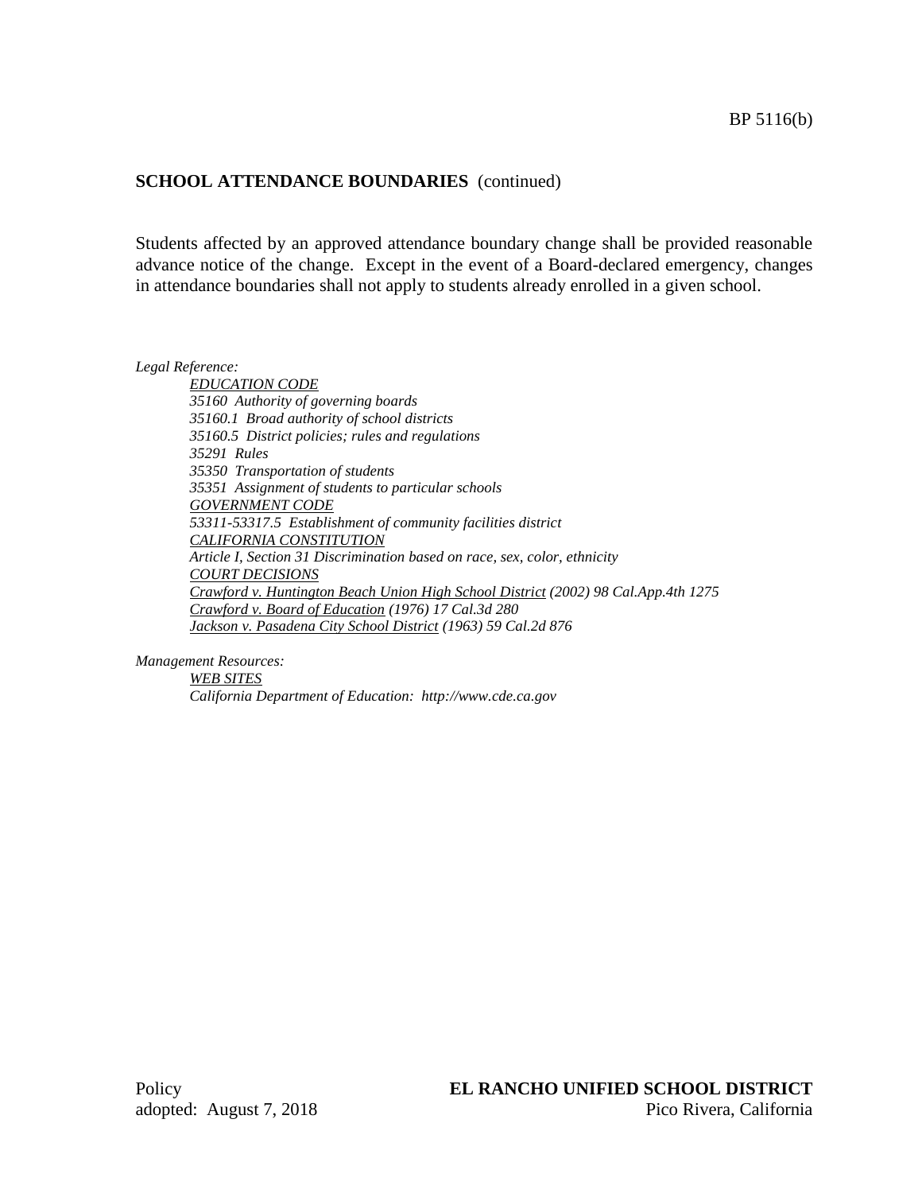**SCHOOL ATTENDANCE BOUNDARIES** (continued)

Students affected by an approved attendance boundary change shall be provided reasonable advance notice of the change. Except in the event of a Board-declared emergency, changes in attendance boundaries shall not apply to students already enrolled in a given school.

*Legal Reference:*

*EDUCATION CODE*
*35160 Authority of governing boards*
*35160.1 Broad authority of school districts*
*35160.5 District policies; rules and regulations*
*35291 Rules*
*35350 Transportation of students*
*35351 Assignment of students to particular schools*
*GOVERNMENT CODE*
*53311-53317.5 Establishment of community facilities district*
*CALIFORNIA CONSTITUTION*
*Article I, Section 31 Discrimination based on race, sex, color, ethnicity*
*COURT DECISIONS*
*Crawford v. Huntington Beach Union High School District (2002) 98 Cal.App.4th 1275*
*Crawford v. Board of Education (1976) 17 Cal.3d 280*
*Jackson v. Pasadena City School District (1963) 59 Cal.2d 876*

*Management Resources:*

*WEB SITES*
*California Department of Education: http://www.cde.ca.gov*

Policy
adopted: August 7, 2018

**EL RANCHO UNIFIED SCHOOL DISTRICT**
Pico Rivera, California